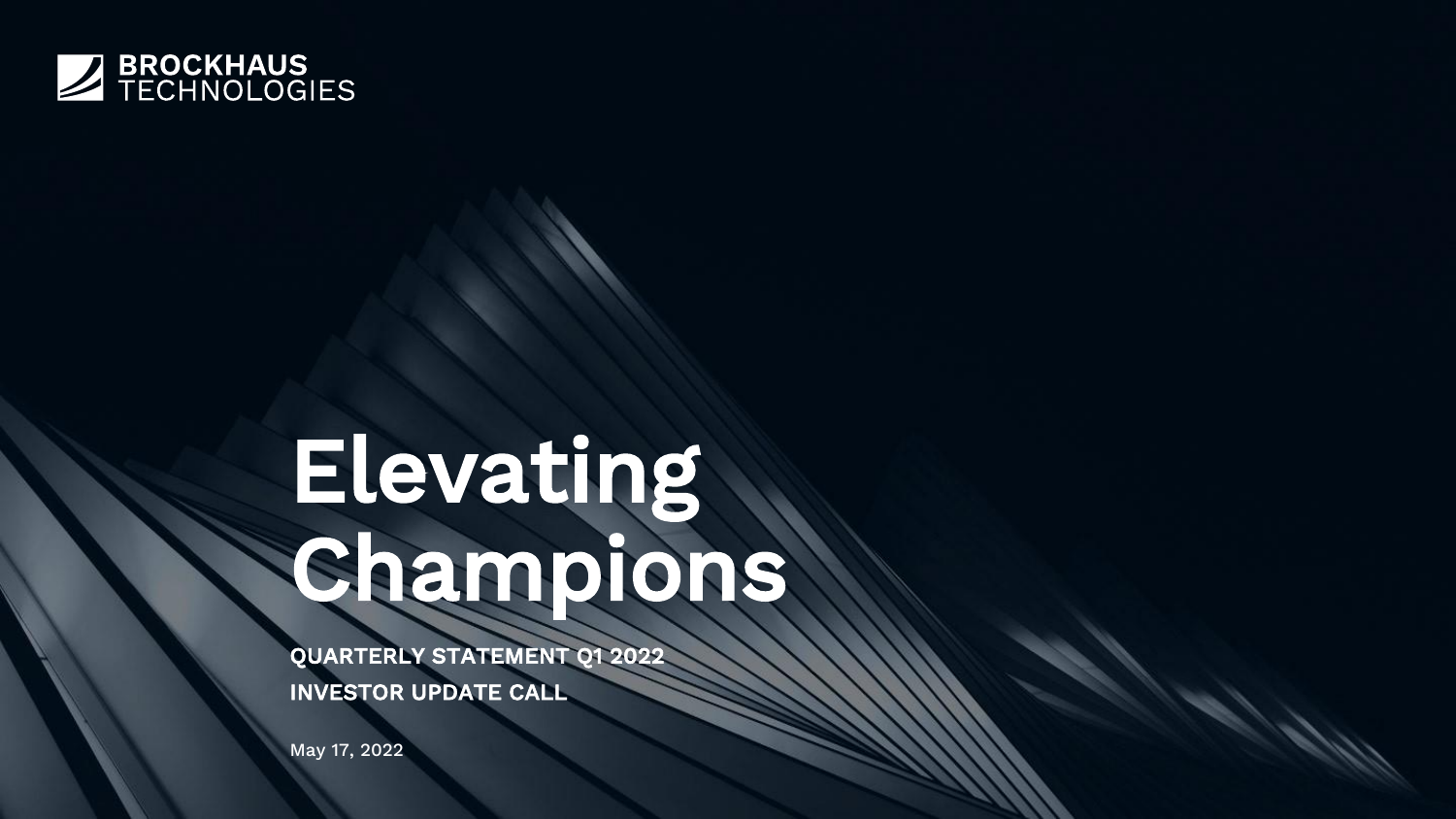BROCKHAUS TECHNOLOGIES

# Elevating Champions

**QUARTERLY STATEMENT Q1 2022**

**INVESTOR UPDATE CALL**

May 17, 2022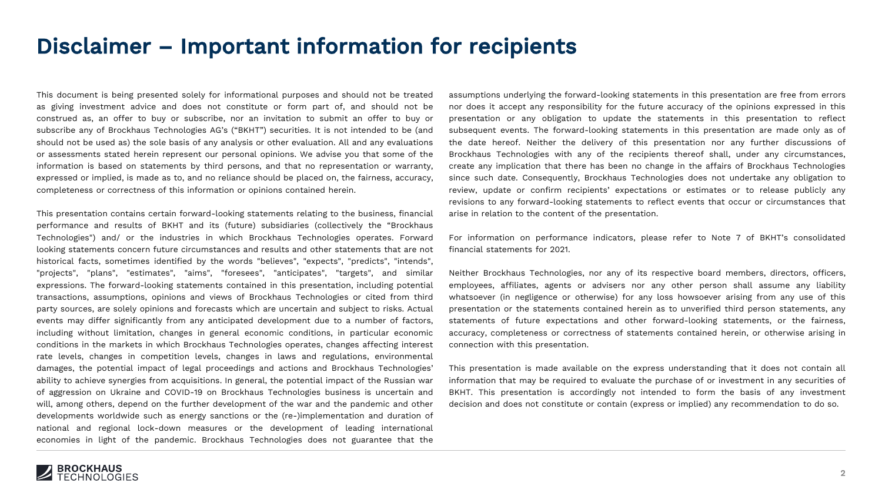# Disclaimer – Important information for recipients

This document is being presented solely for informational purposes and should not be treated as giving investment advice and does not constitute or form part of, and should not be construed as, an offer to buy or subscribe, nor an invitation to submit an offer to buy or subscribe any of Brockhaus Technologies AG's ("BKHT") securities. It is not intended to be (and should not be used as) the sole basis of any analysis or other evaluation. All and any evaluations or assessments stated herein represent our personal opinions. We advise you that some of the information is based on statements by third persons, and that no representation or warranty, expressed or implied, is made as to, and no reliance should be placed on, the fairness, accuracy, completeness or correctness of this information or opinions contained herein.

This presentation contains certain forward-looking statements relating to the business, financial performance and results of BKHT and its (future) subsidiaries (collectively the "Brockhaus Technologies") and/ or the industries in which Brockhaus Technologies operates. Forward looking statements concern future circumstances and results and other statements that are not historical facts, sometimes identified by the words "believes", "expects", "predicts", "intends", "projects", "plans", "estimates", "aims", "foresees", "anticipates", "targets", and similar expressions. The forward-looking statements contained in this presentation, including potential transactions, assumptions, opinions and views of Brockhaus Technologies or cited from third party sources, are solely opinions and forecasts which are uncertain and subject to risks. Actual events may differ significantly from any anticipated development due to a number of factors, including without limitation, changes in general economic conditions, in particular economic conditions in the markets in which Brockhaus Technologies operates, changes affecting interest rate levels, changes in competition levels, changes in laws and regulations, environmental damages, the potential impact of legal proceedings and actions and Brockhaus Technologies' ability to achieve synergies from acquisitions. In general, the potential impact of the Russian war of aggression on Ukraine and COVID-19 on Brockhaus Technologies business is uncertain and will, among others, depend on the further development of the war and the pandemic and other developments worldwide such as energy sanctions or the (re-)implementation and duration of national and regional lock-down measures or the development of leading international economies in light of the pandemic. Brockhaus Technologies does not guarantee that the assumptions underlying the forward-looking statements in this presentation are free from errors nor does it accept any responsibility for the future accuracy of the opinions expressed in this presentation or any obligation to update the statements in this presentation to reflect subsequent events. The forward-looking statements in this presentation are made only as of the date hereof. Neither the delivery of this presentation nor any further discussions of Brockhaus Technologies with any of the recipients thereof shall, under any circumstances, create any implication that there has been no change in the affairs of Brockhaus Technologies since such date. Consequently, Brockhaus Technologies does not undertake any obligation to review, update or confirm recipients' expectations or estimates or to release publicly any revisions to any forward-looking statements to reflect events that occur or circumstances that arise in relation to the content of the presentation.

For information on performance indicators, please refer to Note 7 of BKHT's consolidated financial statements for 2021.

Neither Brockhaus Technologies, nor any of its respective board members, directors, officers, employees, affiliates, agents or advisers nor any other person shall assume any liability whatsoever (in negligence or otherwise) for any loss howsoever arising from any use of this presentation or the statements contained herein as to unverified third person statements, any statements of future expectations and other forward-looking statements, or the fairness, accuracy, completeness or correctness of statements contained herein, or otherwise arising in connection with this presentation.

This presentation is made available on the express understanding that it does not contain all information that may be required to evaluate the purchase of or investment in any securities of BKHT. This presentation is accordingly not intended to form the basis of any investment decision and does not constitute or contain (express or implied) any recommendation to do so.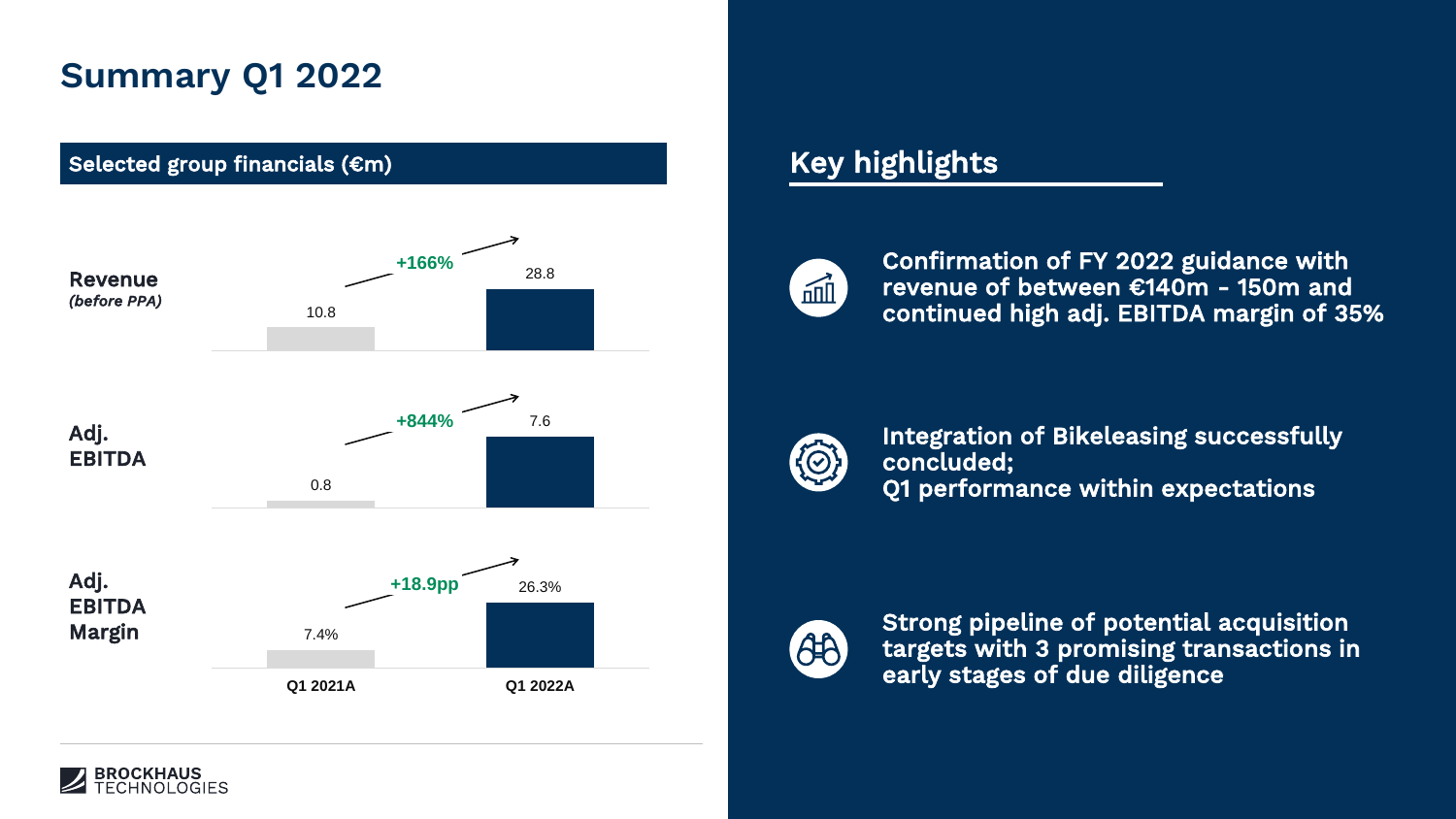# Summary Q1 2022

## Selected group financials (€m)

| | Q1 2021A | Change | Q1 2022A |
|---|---|---|---|
| **Revenue** *(before PPA)* | 10.8 | +166% | 28.8 |
| **Adj. EBITDA** | 0.8 | +844% | 7.6 |
| **Adj. EBITDA Margin** | 7.4% | +18.9pp | 26.3% |

## Key highlights

- **Confirmation of FY 2022 guidance with revenue of between €140m - 150m and continued high adj. EBITDA margin of 35%**
- **Integration of Bikeleasing successfully concluded; Q1 performance within expectations**
- **Strong pipeline of potential acquisition targets with 3 promising transactions in early stages of due diligence**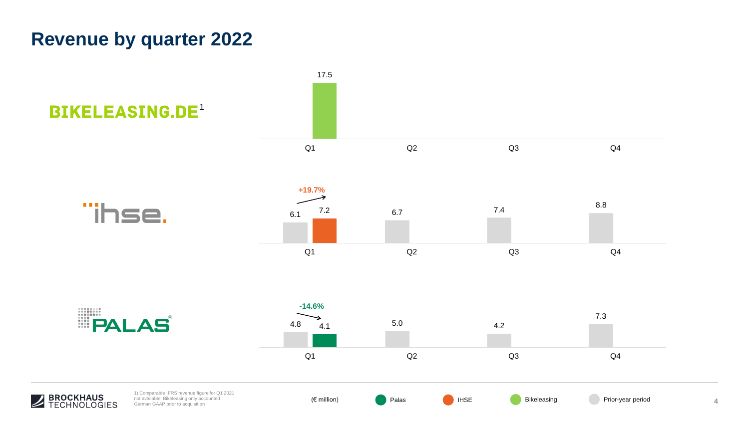# Revenue by quarter 2022

**BIKELEASING.DE**[1]

| | Q1 | Q2 | Q3 | Q4 |
|---|---|---|---|---|
| Bikeleasing | 17.5 | | | |

**ihse.**

| | Q1 | Q2 | Q3 | Q4 |
|---|---|---|---|---|
| Prior-year period | 6.1 | 6.7 | 7.4 | 8.8 |
| IHSE | 7.2 | | | |
| Change | +19.7% | | | |

**PALAS**®

| | Q1 | Q2 | Q3 | Q4 |
|---|---|---|---|---|
| Prior-year period | 4.8 | 5.0 | 4.2 | 7.3 |
| Palas | 4.1 | | | |
| Change | -14.6% | | | |

(€ million)

Legend: Palas, IHSE, Bikeleasing, Prior-year period

1) Comparable IFRS revenue figure for Q1 2021 not available; Bikeleasing only accounted German GAAP prior to acquisition

BROCKHAUS TECHNOLOGIES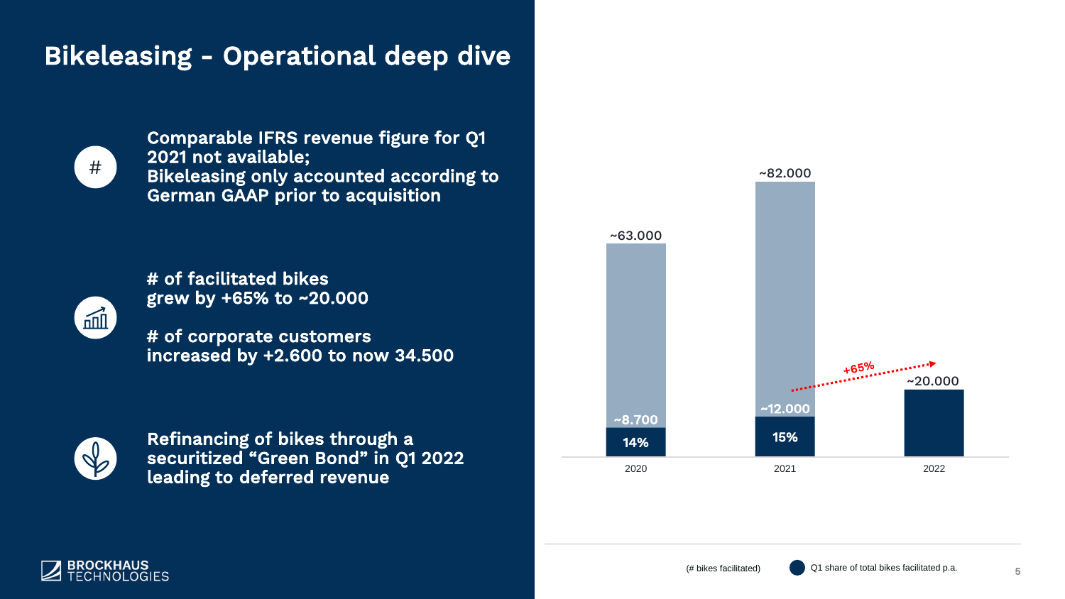# Bikeleasing - Operational deep dive

**Comparable IFRS revenue figure for Q1 2021 not available; Bikeleasing only accounted according to German GAAP prior to acquisition**

**# of facilitated bikes grew by +65% to ~20.000**

**# of corporate customers increased by +2.600 to now 34.500**

**Refinancing of bikes through a securitized "Green Bond" in Q1 2022 leading to deferred revenue**

| Year | Total bikes facilitated p.a. | Q1 bikes facilitated | Q1 share of total bikes facilitated p.a. |
|---|---|---|---|
| 2020 | ~63.000 | ~8.700 | 14% |
| 2021 | ~82.000 | ~12.000 | 15% |
| 2022 | | ~20.000 | |

+65% (Q1 2021 to Q1 2022)

(# bikes facilitated) ● Q1 share of total bikes facilitated p.a.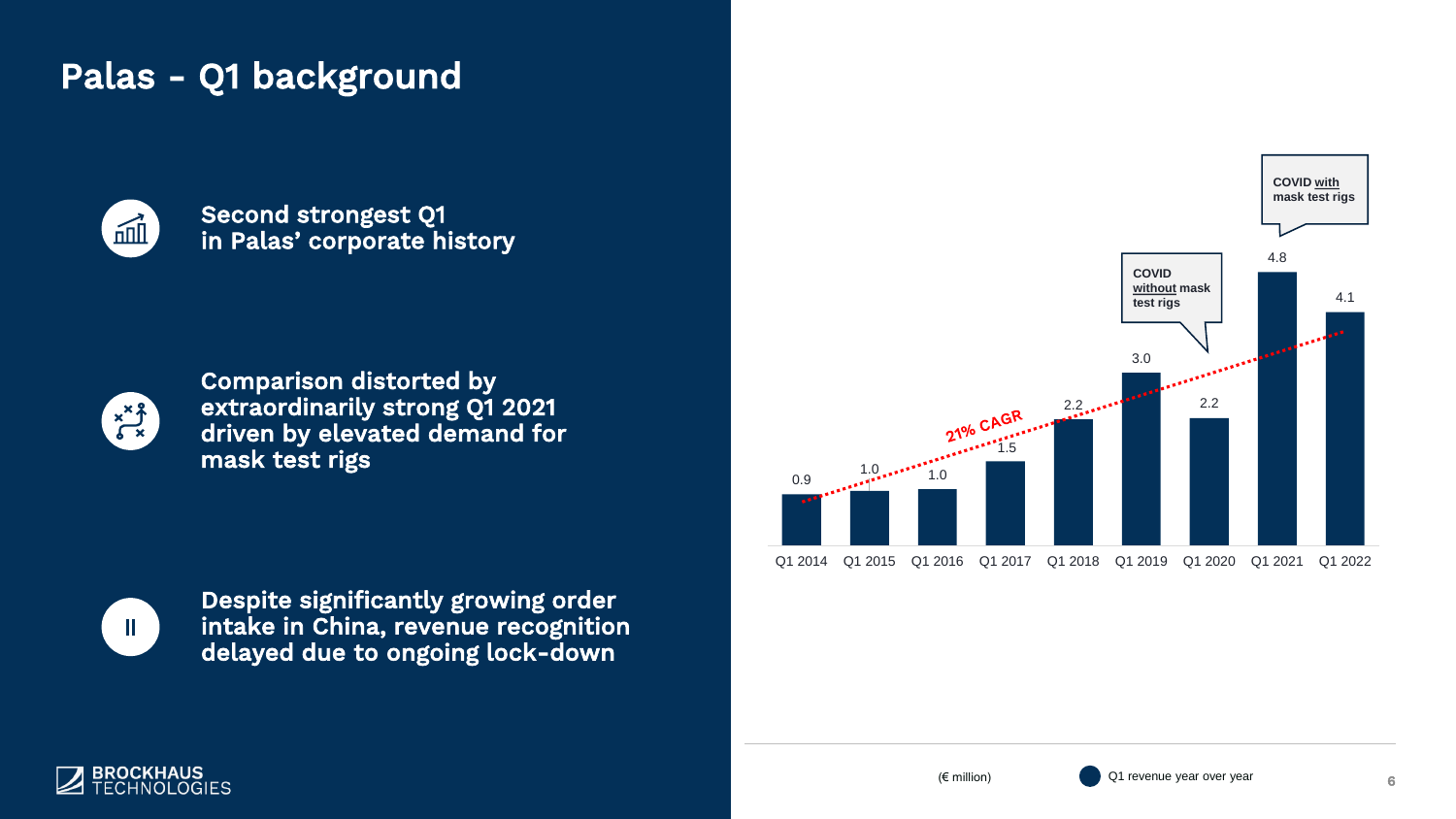# Palas - Q1 background

**Second strongest Q1 in Palas' corporate history**

**Comparison distorted by extraordinarily strong Q1 2021 driven by elevated demand for mask test rigs**

**Despite significantly growing order intake in China, revenue recognition delayed due to ongoing lock-down**

| | Q1 2014 | Q1 2015 | Q1 2016 | Q1 2017 | Q1 2018 | Q1 2019 | Q1 2020 | Q1 2021 | Q1 2022 |
|---|---|---|---|---|---|---|---|---|---|
| Q1 revenue year over year (€ million) | 0.9 | 1.0 | 1.0 | 1.5 | 2.2 | 3.0 | 2.2 | 4.8 | 4.1 |

21% CAGR

COVID without mask test rigs (Q1 2020)

COVID with mask test rigs (Q1 2021)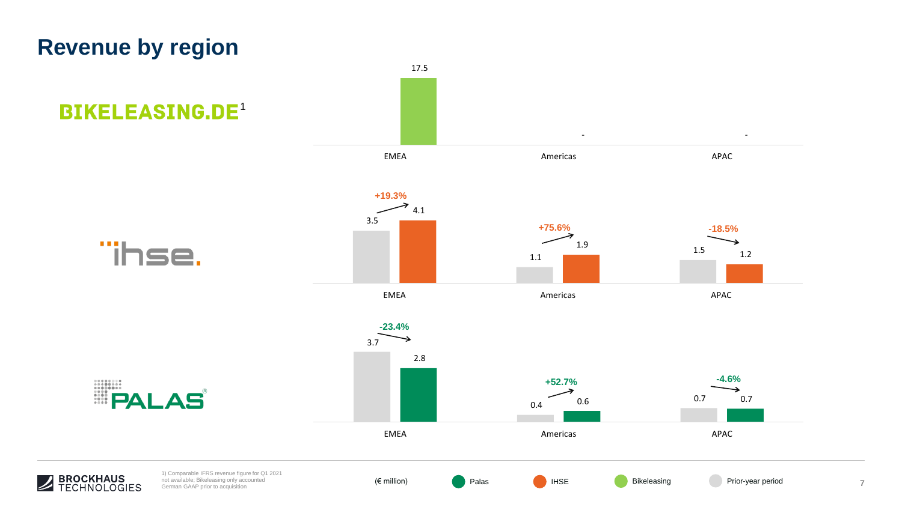# Revenue by region

## BIKELEASING.DE[1]

| | EMEA | Americas | APAC |
|---|---|---|---|
| Bikeleasing | 17.5 | - | - |

## ihse.

| | EMEA | Americas | APAC |
|---|---|---|---|
| Prior-year period | 3.5 | 1.1 | 1.5 |
| IHSE | 4.1 | 1.9 | 1.2 |
| Change | +19.3% | +75.6% | -18.5% |

## PALAS®

| | EMEA | Americas | APAC |
|---|---|---|---|
| Prior-year period | 3.7 | 0.4 | 0.7 |
| Palas | 2.8 | 0.6 | 0.7 |
| Change | -23.4% | +52.7% | -4.6% |

(€ million)

Palas | IHSE | Bikeleasing | Prior-year period

1) Comparable IFRS revenue figure for Q1 2021 not available; Bikeleasing only accounted German GAAP prior to acquisition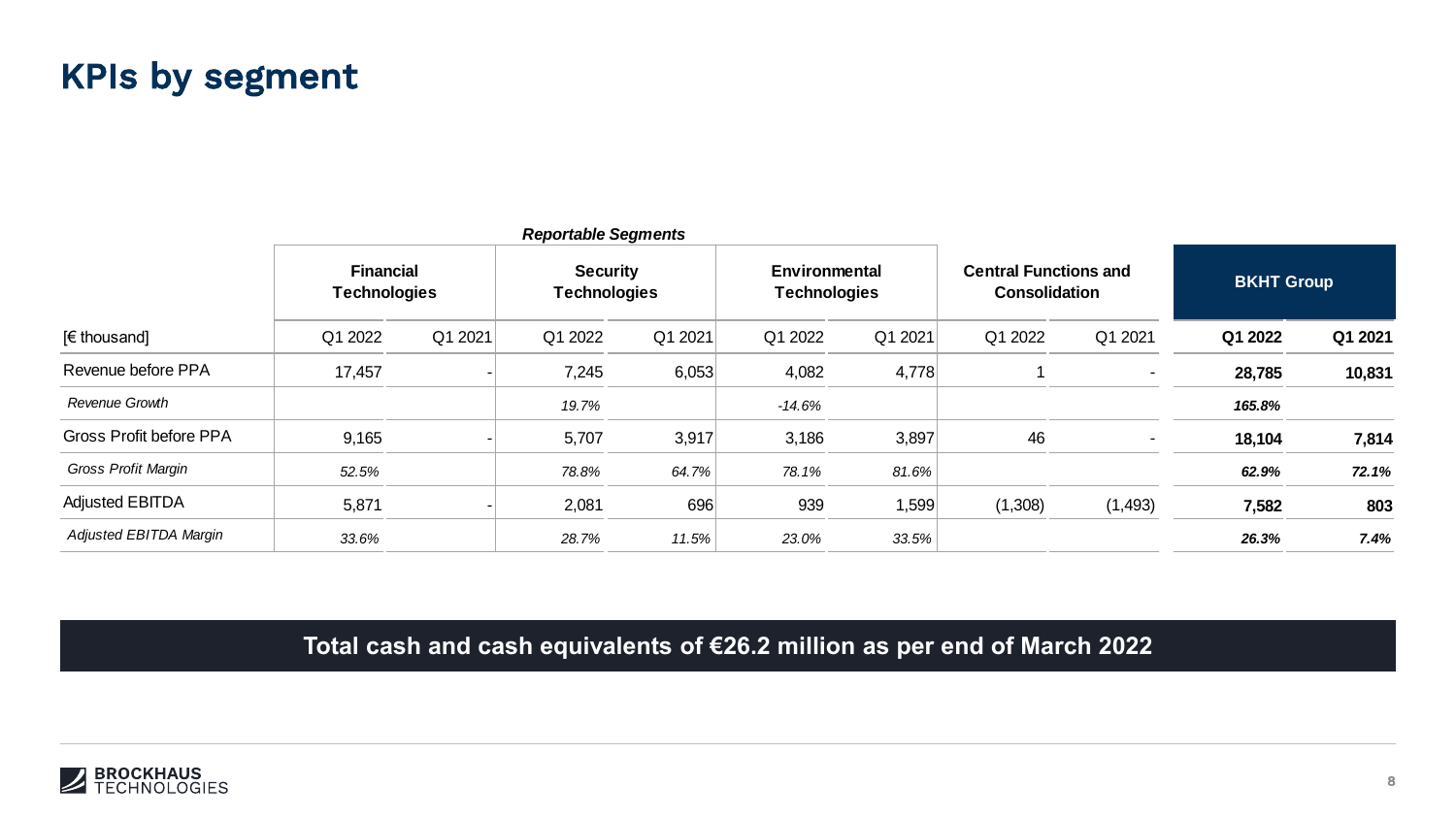# KPIs by segment

| | *Reportable Segments* | | | | | | | | | |
|---|---|---|---|---|---|---|---|---|---|---|
| | **Financial Technologies** | | **Security Technologies** | | **Environmental Technologies** | | **Central Functions and Consolidation** | | **BKHT Group** | |
| [€ thousand] | Q1 2022 | Q1 2021 | Q1 2022 | Q1 2021 | Q1 2022 | Q1 2021 | Q1 2022 | Q1 2021 | **Q1 2022** | **Q1 2021** |
| Revenue before PPA | 17,457 | - | 7,245 | 6,053 | 4,082 | 4,778 | 1 | - | **28,785** | **10,831** |
| *Revenue Growth* | | | *19.7%* | | *-14.6%* | | | | ***165.8%*** | |
| Gross Profit before PPA | 9,165 | - | 5,707 | 3,917 | 3,186 | 3,897 | 46 | - | **18,104** | **7,814** |
| *Gross Profit Margin* | *52.5%* | | *78.8%* | *64.7%* | *78.1%* | *81.6%* | | | ***62.9%*** | ***72.1%*** |
| Adjusted EBITDA | 5,871 | - | 2,081 | 696 | 939 | 1,599 | (1,308) | (1,493) | **7,582** | **803** |
| *Adjusted EBITDA Margin* | *33.6%* | | *28.7%* | *11.5%* | *23.0%* | *33.5%* | | | ***26.3%*** | ***7.4%*** |

**Total cash and cash equivalents of €26.2 million as per end of March 2022**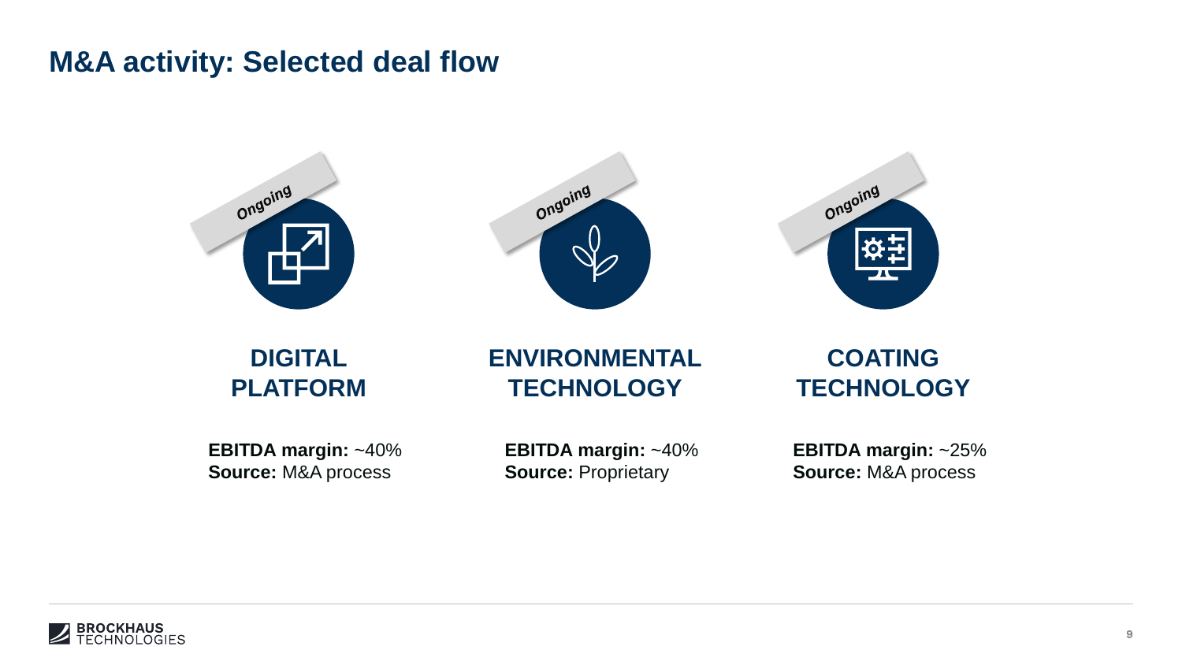# M&A activity: Selected deal flow

Ongoing

## DIGITAL PLATFORM

**EBITDA margin:** ~40%
**Source:** M&A process

Ongoing

## ENVIRONMENTAL TECHNOLOGY

**EBITDA margin:** ~40%
**Source:** Proprietary

Ongoing

## COATING TECHNOLOGY

**EBITDA margin:** ~25%
**Source:** M&A process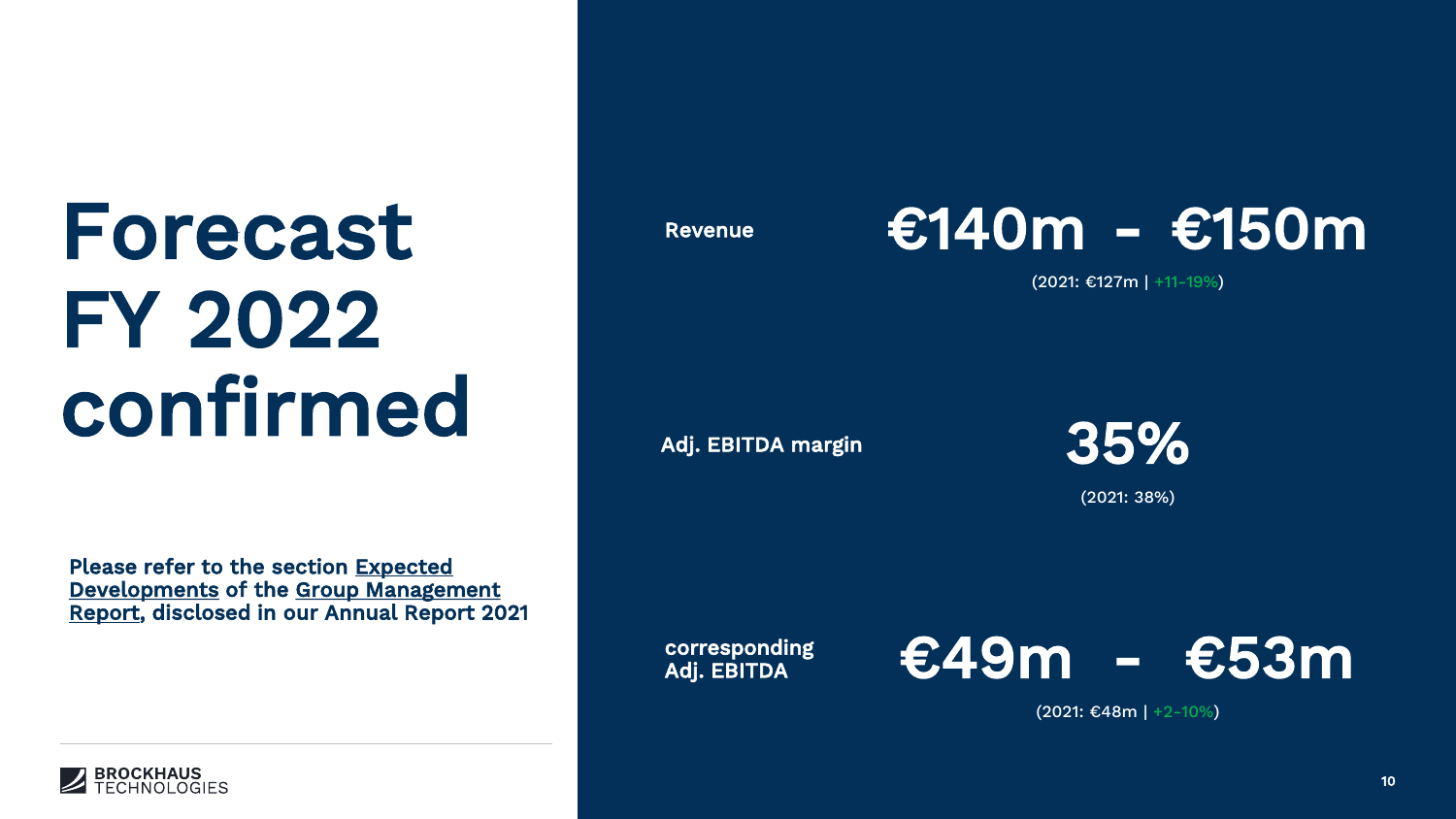# Forecast FY 2022 confirmed

**Please refer to the section Expected Developments of the Group Management Report, disclosed in our Annual Report 2021**

**Revenue**

**€140m - €150m**

(2021: €127m | +11-19%)

**Adj. EBITDA margin**

**35%**

(2021: 38%)

**corresponding Adj. EBITDA**

**€49m - €53m**

(2021: €48m | +2-10%)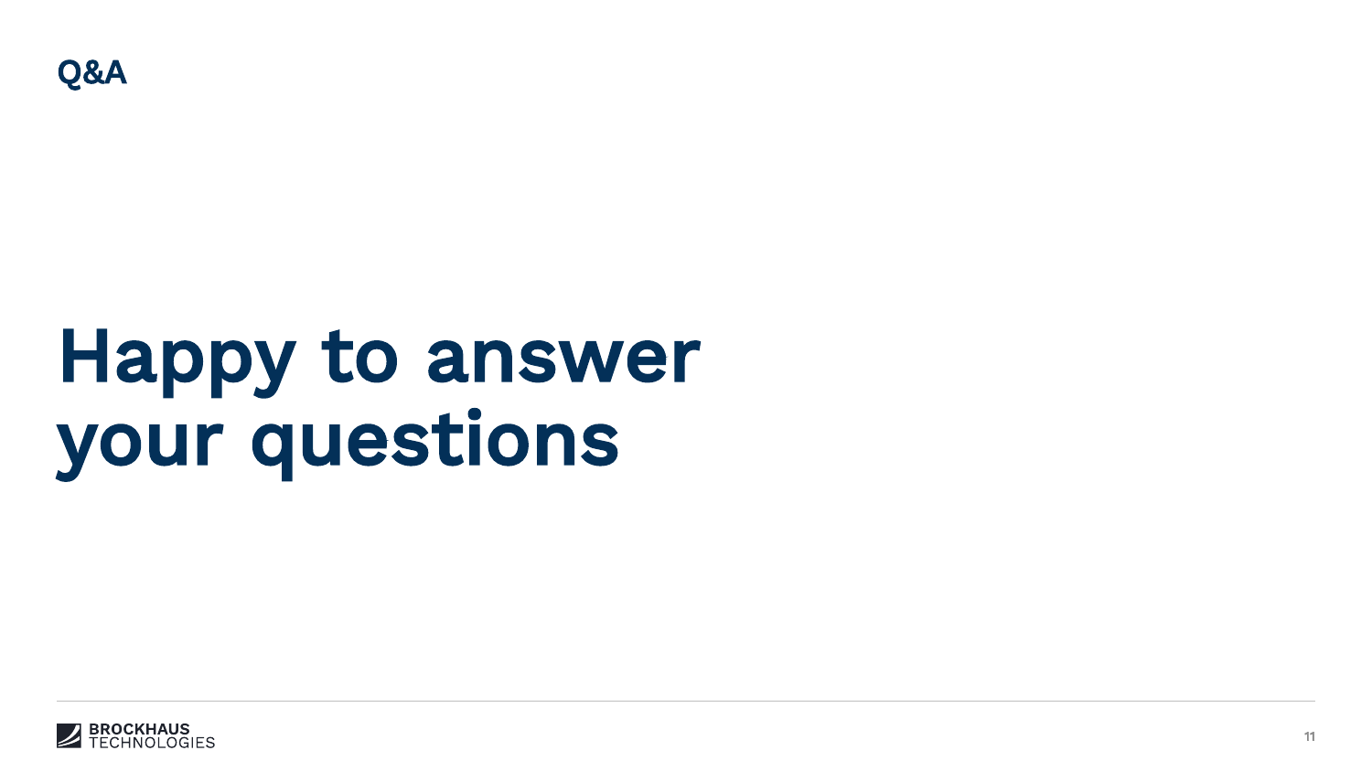## Q&A

# Happy to answer your questions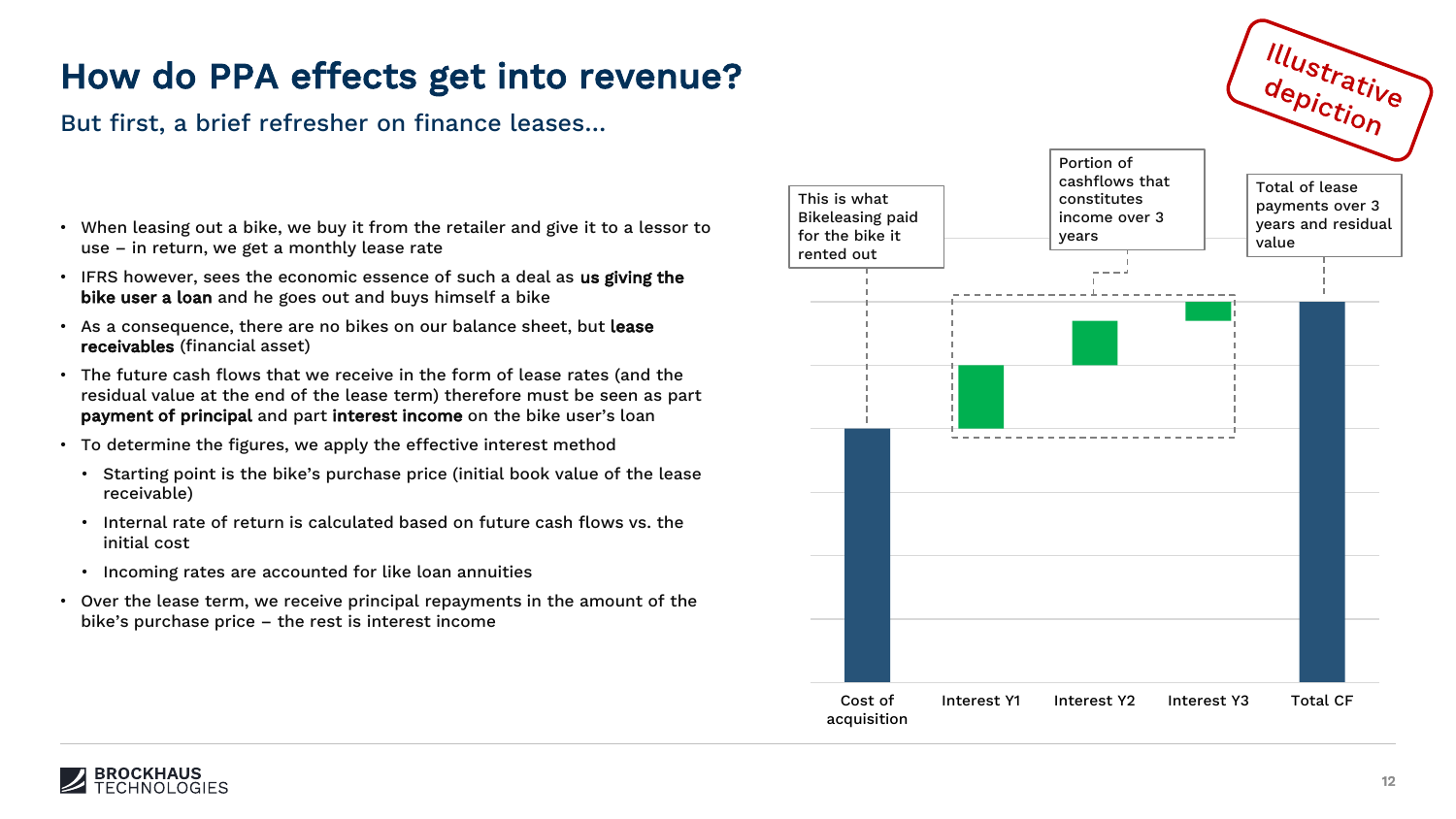# How do PPA effects get into revenue?

## But first, a brief refresher on finance leases…

- When leasing out a bike, we buy it from the retailer and give it to a lessor to use – in return, we get a monthly lease rate
- IFRS however, sees the economic essence of such a deal as **us giving the bike user a loan** and he goes out and buys himself a bike
- As a consequence, there are no bikes on our balance sheet, but **lease receivables** (financial asset)
- The future cash flows that we receive in the form of lease rates (and the residual value at the end of the lease term) therefore must be seen as part **payment of principal** and part **interest income** on the bike user's loan
- To determine the figures, we apply the effective interest method
  - Starting point is the bike's purchase price (initial book value of the lease receivable)
  - Internal rate of return is calculated based on future cash flows vs. the initial cost
  - Incoming rates are accounted for like loan annuities
- Over the lease term, we receive principal repayments in the amount of the bike's purchase price – the rest is interest income

Illustrative depiction

This is what Bikeleasing paid for the bike it rented out

Portion of cashflows that constitutes income over 3 years

Total of lease payments over 3 years and residual value

Cost of acquisition | Interest Y1 | Interest Y2 | Interest Y3 | Total CF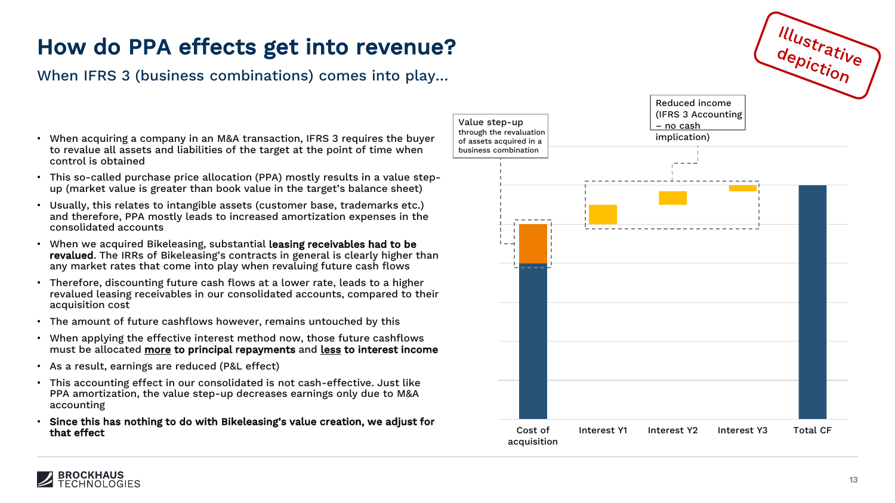# How do PPA effects get into revenue?

## When IFRS 3 (business combinations) comes into play…

Illustrative depiction

- When acquiring a company in an M&A transaction, IFRS 3 requires the buyer to revalue all assets and liabilities of the target at the point of time when control is obtained
- This so-called purchase price allocation (PPA) mostly results in a value step-up (market value is greater than book value in the target's balance sheet)
- Usually, this relates to intangible assets (customer base, trademarks etc.) and therefore, PPA mostly leads to increased amortization expenses in the consolidated accounts
- When we acquired Bikeleasing, substantial **leasing receivables had to be revalued**. The IRRs of Bikeleasing's contracts in general is clearly higher than any market rates that come into play when revaluing future cash flows
- Therefore, discounting future cash flows at a lower rate, leads to a higher revalued leasing receivables in our consolidated accounts, compared to their acquisition cost
- The amount of future cashflows however, remains untouched by this
- When applying the effective interest method now, those future cashflows must be allocated **more to principal repayments** and **less to interest income**
- As a result, earnings are reduced (P&L effect)
- This accounting effect in our consolidated is not cash-effective. Just like PPA amortization, the value step-up decreases earnings only due to M&A accounting
- **Since this has nothing to do with Bikeleasing's value creation, we adjust for that effect**

Value step-up through the revaluation of assets acquired in a business combination

Reduced income (IFRS 3 Accounting – no cash implication)

Cost of acquisition | Interest Y1 | Interest Y2 | Interest Y3 | Total CF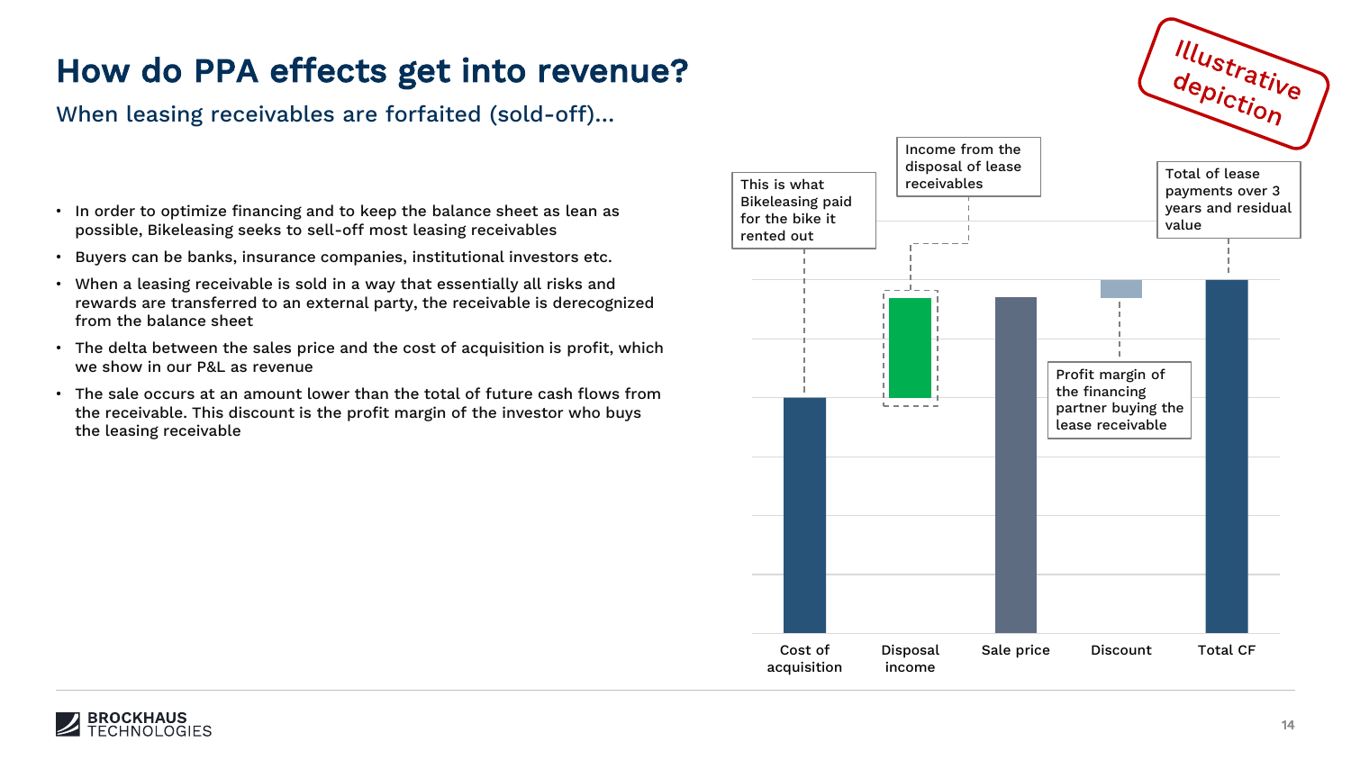# How do PPA effects get into revenue?

## When leasing receivables are forfaited (sold-off)…

*Illustrative depiction*

- In order to optimize financing and to keep the balance sheet as lean as possible, Bikeleasing seeks to sell-off most leasing receivables
- Buyers can be banks, insurance companies, institutional investors etc.
- When a leasing receivable is sold in a way that essentially all risks and rewards are transferred to an external party, the receivable is derecognized from the balance sheet
- The delta between the sales price and the cost of acquisition is profit, which we show in our P&L as revenue
- The sale occurs at an amount lower than the total of future cash flows from the receivable. This discount is the profit margin of the investor who buys the leasing receivable

Cost of acquisition: This is what Bikeleasing paid for the bike it rented out

Disposal income: Income from the disposal of lease receivables

Sale price

Discount: Profit margin of the financing partner buying the lease receivable

Total CF: Total of lease payments over 3 years and residual value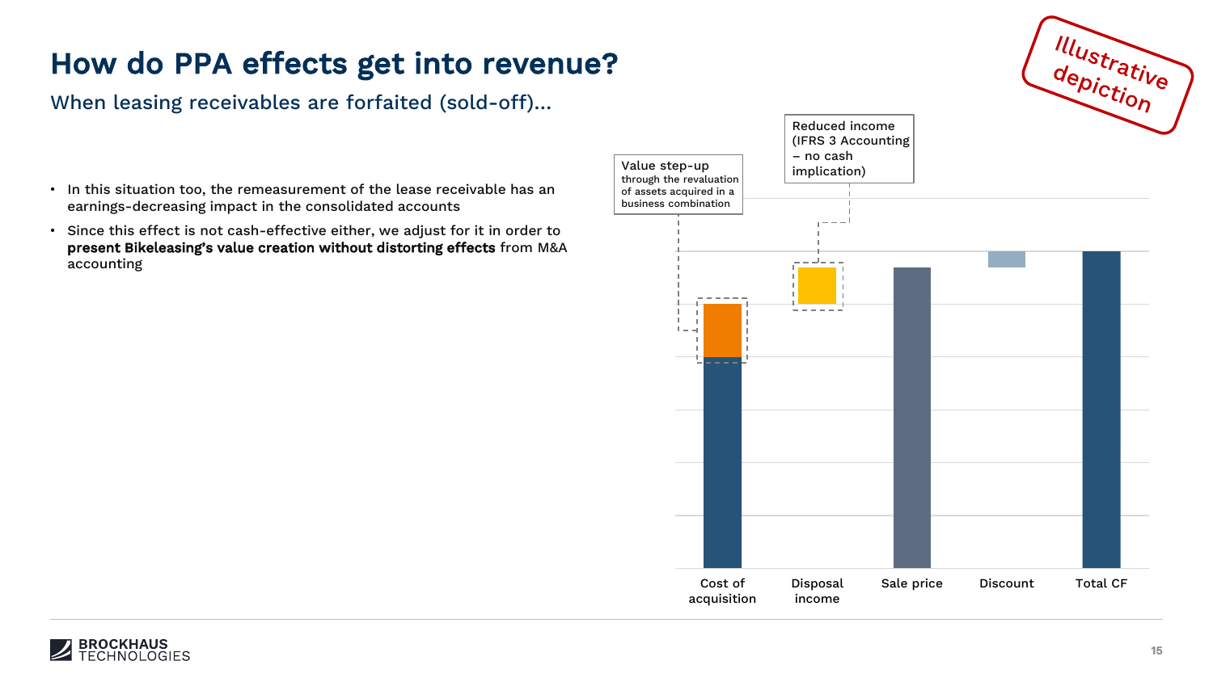# How do PPA effects get into revenue?

## When leasing receivables are forfaited (sold-off)…

- In this situation too, the remeasurement of the lease receivable has an earnings-decreasing impact in the consolidated accounts
- Since this effect is not cash-effective either, we adjust for it in order to **present Bikeleasing's value creation without distorting effects** from M&A accounting

Illustrative depiction

Value step-up through the revaluation of assets acquired in a business combination

Reduced income (IFRS 3 Accounting – no cash implication)

Cost of acquisition | Disposal income | Sale price | Discount | Total CF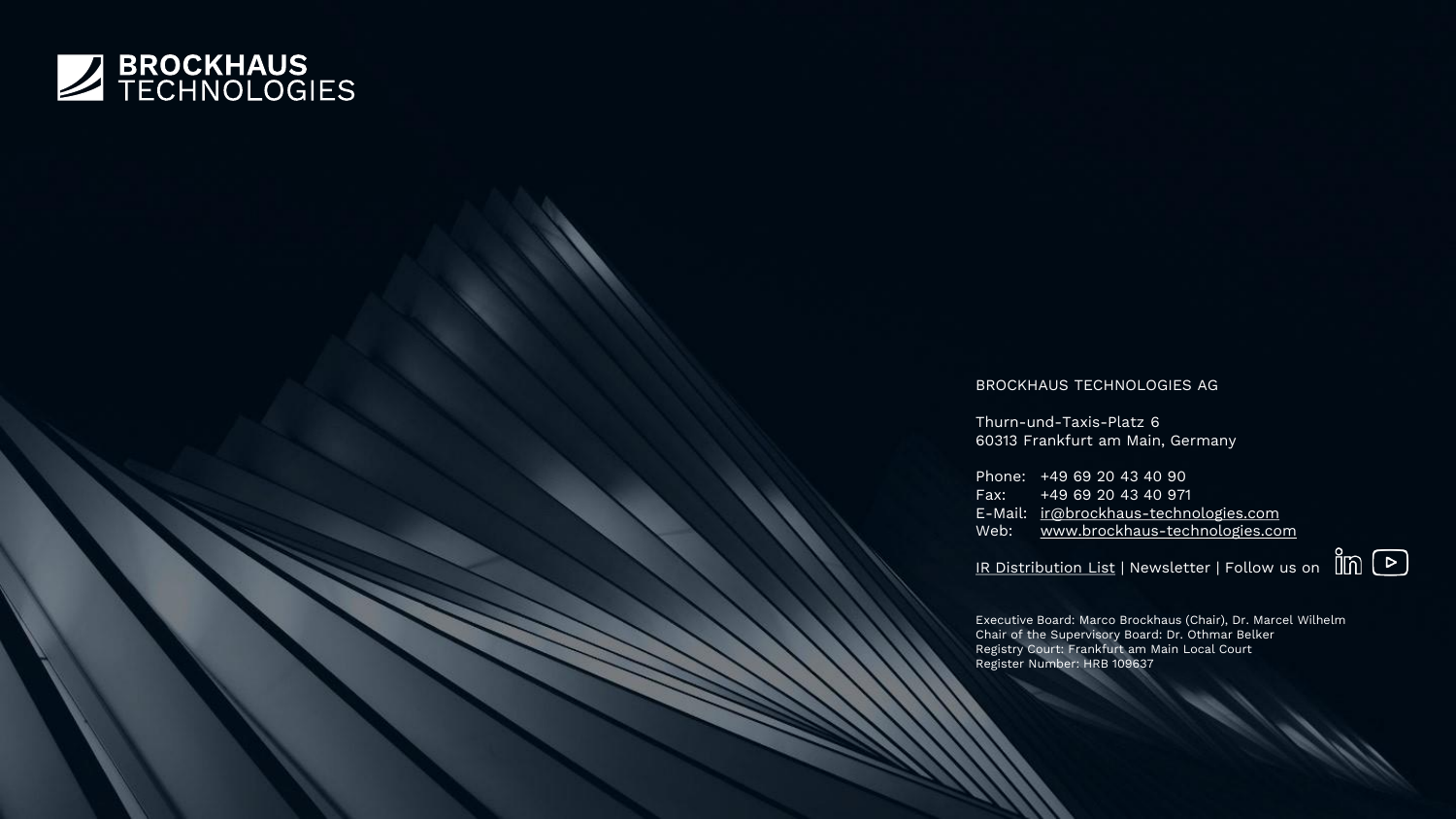BROCKHAUS TECHNOLOGIES

BROCKHAUS TECHNOLOGIES AG

Thurn-und-Taxis-Platz 6
60313 Frankfurt am Main, Germany

Phone: +49 69 20 43 40 90
Fax: +49 69 20 43 40 971
E-Mail: ir@brockhaus-technologies.com
Web: www.brockhaus-technologies.com

IR Distribution List | Newsletter | Follow us on

Executive Board: Marco Brockhaus (Chair), Dr. Marcel Wilhelm
Chair of the Supervisory Board: Dr. Othmar Belker
Registry Court: Frankfurt am Main Local Court
Register Number: HRB 109637